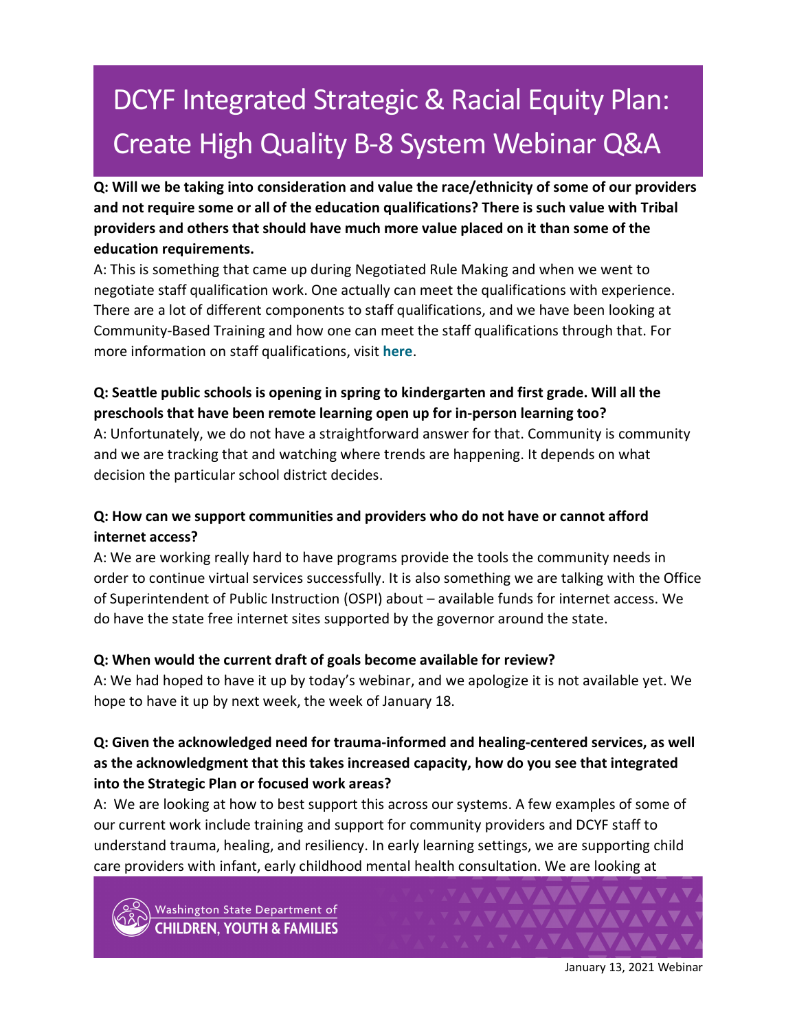# DCYF Integrated Strategic & Racial Equity Plan: Create High Quality B-8 System Webinar Q&A

**Q: Will we be taking into consideration and value the race/ethnicity of some of our providers and not require some or all of the education qualifications? There is such value with Tribal providers and others that should have much more value placed on it than some of the education requirements.**

A: This is something that came up during Negotiated Rule Making and when we went to negotiate staff qualification work. One actually can meet the qualifications with experience. There are a lot of different components to staff qualifications, and we have been looking at Community-Based Training and how one can meet the staff qualifications through that. For more information on staff qualifications, visit **here**.

**Q: Seattle public schools is opening in spring to kindergarten and first grade. Will all the preschools that have been remote learning open up for in-person learning too?**

A: Unfortunately, we do not have a straightforward answer for that. Community is community and we are tracking that and watching where trends are happening. It depends on what decision the particular school district decides.

**Q: How can we support communities and providers who do not have or cannot afford internet access?**

A: We are working really hard to have programs provide the tools the community needs in order to continue virtual services successfully. It is also something we are talking with the Office of Superintendent of Public Instruction (OSPI) about – available funds for internet access. We do have the state free internet sites supported by the governor around the state.

**Q: When would the current draft of goals become available for review?**

A: We had hoped to have it up by today's webinar, and we apologize it is not available yet. We hope to have it up by next week, the week of January 18.

**Q: Given the acknowledged need for trauma-informed and healing-centered services, as well as the acknowledgment that this takes increased capacity, how do you see that integrated into the Strategic Plan or focused work areas?**

A: We are looking at how to best support this across our systems. A few examples of some of our current work include training and support for community providers and DCYF staff to understand trauma, healing, and resiliency. In early learning settings, we are supporting child care providers with infant, early childhood mental health consultation. We are looking at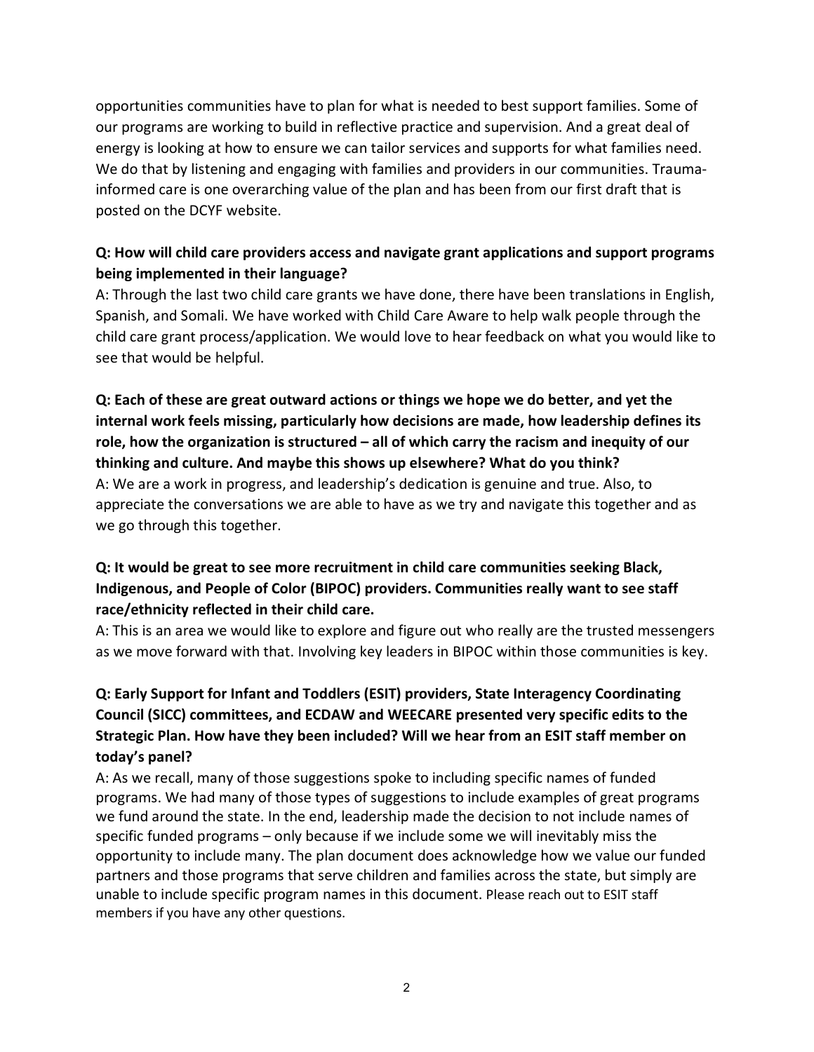opportunities communities have to plan for what is needed to best support families. Some of our programs are working to build in reflective practice and supervision. And a great deal of energy is looking at how to ensure we can tailor services and supports for what families need. We do that by listening and engaging with families and providers in our communities. Trauma-informed care is one overarching value of the plan and has been from our first draft that is posted on the DCYF website.

**Q: How will child care providers access and navigate grant applications and support programs being implemented in their language?**

A: Through the last two child care grants we have done, there have been translations in English, Spanish, and Somali. We have worked with Child Care Aware to help walk people through the child care grant process/application. We would love to hear feedback on what you would like to see that would be helpful.

**Q: Each of these are great outward actions or things we hope we do better, and yet the internal work feels missing, particularly how decisions are made, how leadership defines its role, how the organization is structured – all of which carry the racism and inequity of our thinking and culture. And maybe this shows up elsewhere? What do you think?**

A: We are a work in progress, and leadership's dedication is genuine and true. Also, to appreciate the conversations we are able to have as we try and navigate this together and as we go through this together.

**Q: It would be great to see more recruitment in child care communities seeking Black, Indigenous, and People of Color (BIPOC) providers. Communities really want to see staff race/ethnicity reflected in their child care.**

A: This is an area we would like to explore and figure out who really are the trusted messengers as we move forward with that. Involving key leaders in BIPOC within those communities is key.

**Q: Early Support for Infant and Toddlers (ESIT) providers, State Interagency Coordinating Council (SICC) committees, and ECDAW and WEECARE presented very specific edits to the Strategic Plan. How have they been included? Will we hear from an ESIT staff member on today's panel?**

A: As we recall, many of those suggestions spoke to including specific names of funded programs. We had many of those types of suggestions to include examples of great programs we fund around the state. In the end, leadership made the decision to not include names of specific funded programs – only because if we include some we will inevitably miss the opportunity to include many. The plan document does acknowledge how we value our funded partners and those programs that serve children and families across the state, but simply are unable to include specific program names in this document. Please reach out to ESIT staff members if you have any other questions.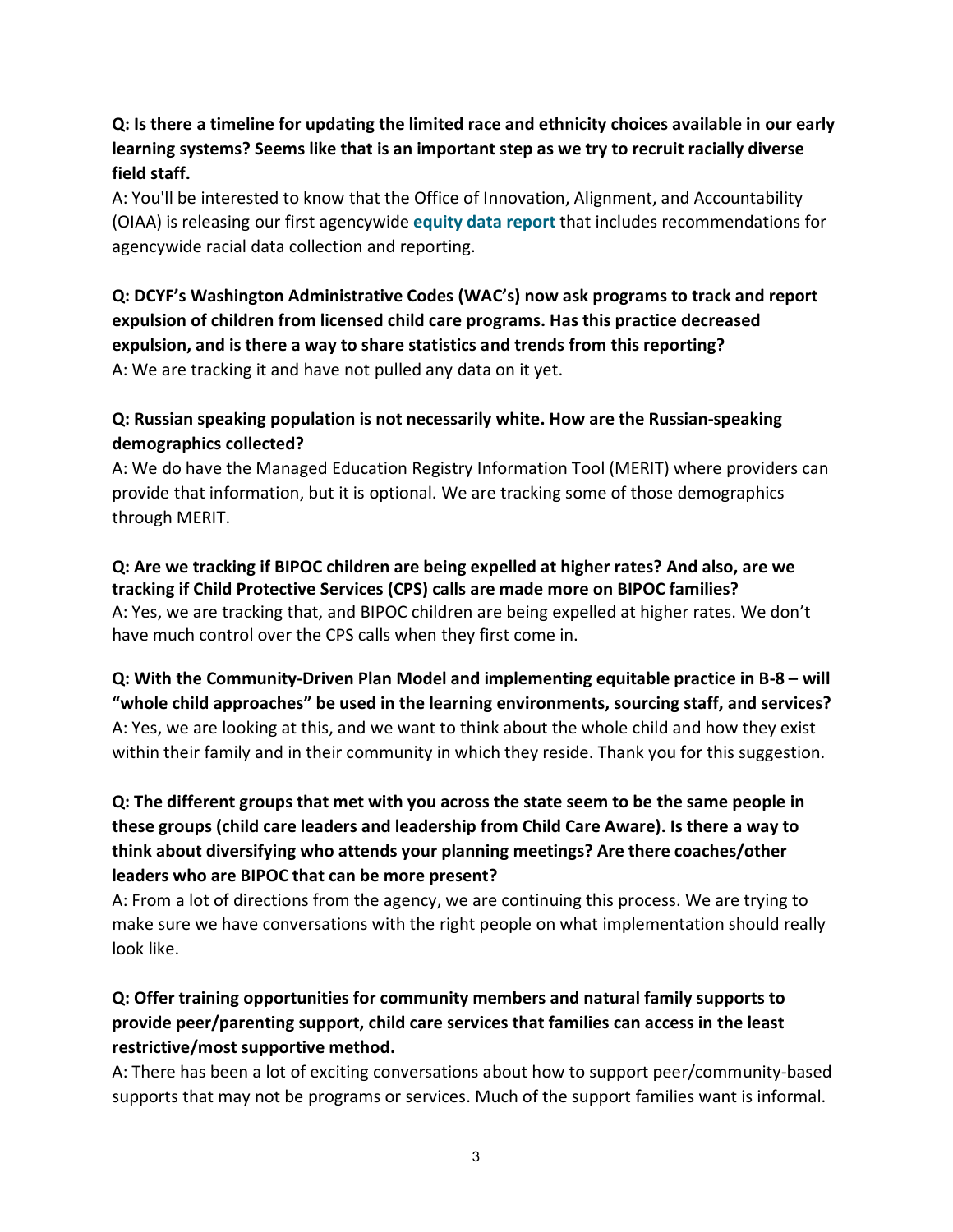**Q: Is there a timeline for updating the limited race and ethnicity choices available in our early learning systems? Seems like that is an important step as we try to recruit racially diverse field staff.**

A: You'll be interested to know that the Office of Innovation, Alignment, and Accountability (OIAA) is releasing our first agencywide **equity data report** that includes recommendations for agencywide racial data collection and reporting.

**Q: DCYF's Washington Administrative Codes (WAC's) now ask programs to track and report expulsion of children from licensed child care programs. Has this practice decreased expulsion, and is there a way to share statistics and trends from this reporting?**

A: We are tracking it and have not pulled any data on it yet.

**Q: Russian speaking population is not necessarily white. How are the Russian-speaking demographics collected?**

A: We do have the Managed Education Registry Information Tool (MERIT) where providers can provide that information, but it is optional. We are tracking some of those demographics through MERIT.

**Q: Are we tracking if BIPOC children are being expelled at higher rates? And also, are we tracking if Child Protective Services (CPS) calls are made more on BIPOC families?**

A: Yes, we are tracking that, and BIPOC children are being expelled at higher rates. We don't have much control over the CPS calls when they first come in.

**Q: With the Community-Driven Plan Model and implementing equitable practice in B-8 – will "whole child approaches" be used in the learning environments, sourcing staff, and services?**

A: Yes, we are looking at this, and we want to think about the whole child and how they exist within their family and in their community in which they reside. Thank you for this suggestion.

**Q: The different groups that met with you across the state seem to be the same people in these groups (child care leaders and leadership from Child Care Aware). Is there a way to think about diversifying who attends your planning meetings? Are there coaches/other leaders who are BIPOC that can be more present?**

A: From a lot of directions from the agency, we are continuing this process. We are trying to make sure we have conversations with the right people on what implementation should really look like.

**Q: Offer training opportunities for community members and natural family supports to provide peer/parenting support, child care services that families can access in the least restrictive/most supportive method.**

A: There has been a lot of exciting conversations about how to support peer/community-based supports that may not be programs or services. Much of the support families want is informal.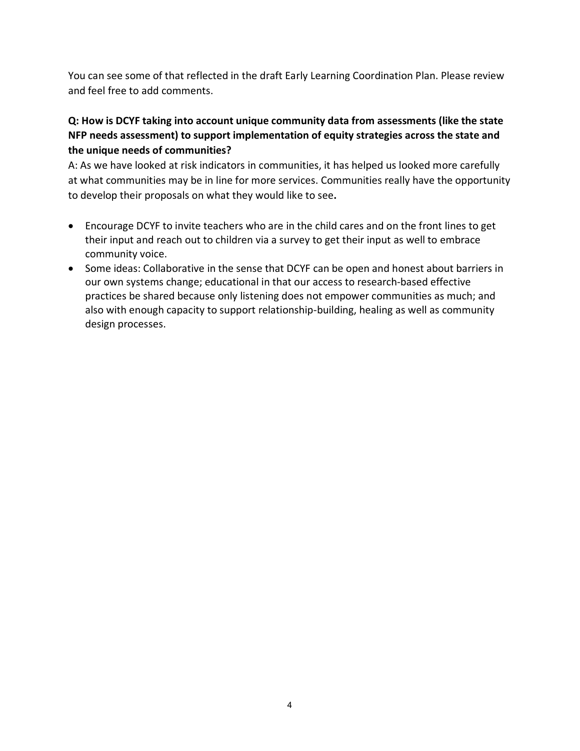You can see some of that reflected in the draft Early Learning Coordination Plan. Please review and feel free to add comments.

**Q: How is DCYF taking into account unique community data from assessments (like the state NFP needs assessment) to support implementation of equity strategies across the state and the unique needs of communities?**

A: As we have looked at risk indicators in communities, it has helped us looked more carefully at what communities may be in line for more services. Communities really have the opportunity to develop their proposals on what they would like to see.

- Encourage DCYF to invite teachers who are in the child cares and on the front lines to get their input and reach out to children via a survey to get their input as well to embrace community voice.
- Some ideas: Collaborative in the sense that DCYF can be open and honest about barriers in our own systems change; educational in that our access to research-based effective practices be shared because only listening does not empower communities as much; and also with enough capacity to support relationship-building, healing as well as community design processes.